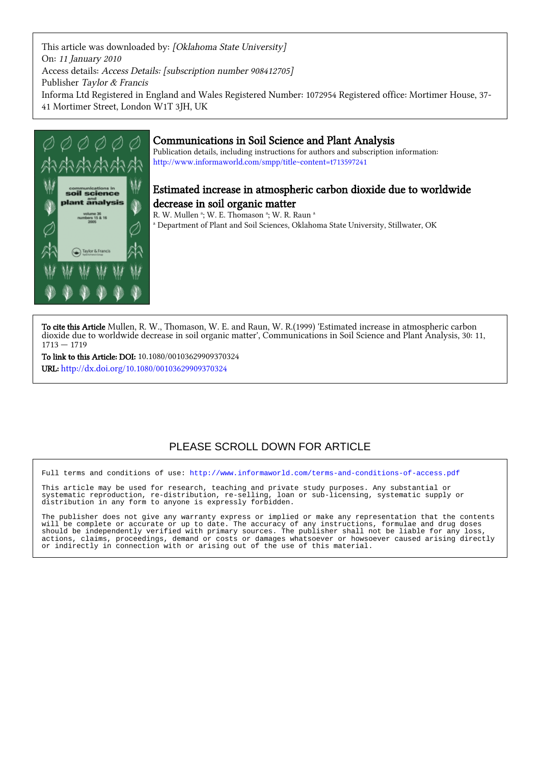This article was downloaded by: *[Oklahoma State University]*
On: *11 January 2010*
Access details: *Access Details: [subscription number 908412705]*
Publisher *Taylor & Francis*
Informa Ltd Registered in England and Wales Registered Number: 1072954 Registered office: Mortimer House, 37-41 Mortimer Street, London W1T 3JH, UK

# Communications in Soil Science and Plant Analysis

Publication details, including instructions for authors and subscription information:
http://www.informaworld.com/smpp/title~content=t713597241

## Estimated increase in atmospheric carbon dioxide due to worldwide decrease in soil organic matter

R. W. Mullen [a]; W. E. Thomason [a]; W. R. Raun [a]

[a] Department of Plant and Soil Sciences, Oklahoma State University, Stillwater, OK

**To cite this Article** Mullen, R. W., Thomason, W. E. and Raun, W. R.(1999) 'Estimated increase in atmospheric carbon dioxide due to worldwide decrease in soil organic matter', Communications in Soil Science and Plant Analysis, 30: 11, 1713 — 1719

**To link to this Article: DOI:** 10.1080/00103629909370324

**URL:** http://dx.doi.org/10.1080/00103629909370324

PLEASE SCROLL DOWN FOR ARTICLE

Full terms and conditions of use: http://www.informaworld.com/terms-and-conditions-of-access.pdf

This article may be used for research, teaching and private study purposes. Any substantial or systematic reproduction, re-distribution, re-selling, loan or sub-licensing, systematic supply or distribution in any form to anyone is expressly forbidden.

The publisher does not give any warranty express or implied or make any representation that the contents will be complete or accurate or up to date. The accuracy of any instructions, formulae and drug doses should be independently verified with primary sources. The publisher shall not be liable for any loss, actions, claims, proceedings, demand or costs or damages whatsoever or howsoever caused arising directly or indirectly in connection with or arising out of the use of this material.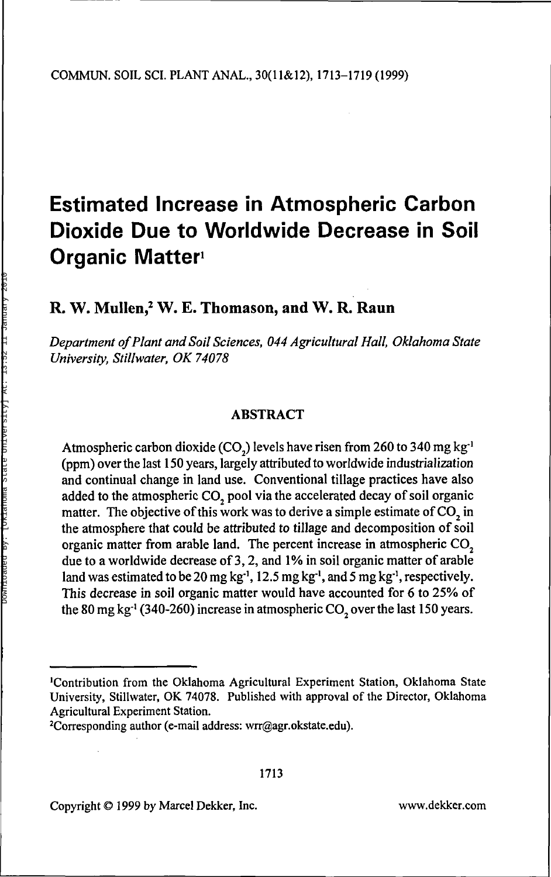# Estimated Increase in Atmospheric Carbon Dioxide Due to Worldwide Decrease in Soil Organic Matter[1]

## R. W. Mullen,[2] W. E. Thomason, and W. R. Raun

*Department of Plant and Soil Sciences, 044 Agricultural Hall, Oklahoma State University, Stillwater, OK 74078*

### ABSTRACT

Atmospheric carbon dioxide ($CO_2$) levels have risen from 260 to 340 mg kg$^{-1}$ (ppm) over the last 150 years, largely attributed to worldwide industrialization and continual change in land use. Conventional tillage practices have also added to the atmospheric $CO_2$ pool via the accelerated decay of soil organic matter. The objective of this work was to derive a simple estimate of $CO_2$ in the atmosphere that could be attributed to tillage and decomposition of soil organic matter from arable land. The percent increase in atmospheric $CO_2$ due to a worldwide decrease of 3, 2, and 1% in soil organic matter of arable land was estimated to be 20 mg kg$^{-1}$, 12.5 mg kg$^{-1}$, and 5 mg kg$^{-1}$, respectively. This decrease in soil organic matter would have accounted for 6 to 25% of the 80 mg kg$^{-1}$ (340-260) increase in atmospheric $CO_2$ over the last 150 years.

---

[1]Contribution from the Oklahoma Agricultural Experiment Station, Oklahoma State University, Stillwater, OK 74078. Published with approval of the Director, Oklahoma Agricultural Experiment Station.

[2]Corresponding author (e-mail address: wrr@agr.okstate.edu).

Copyright © 1999 by Marcel Dekker, Inc. www.dekker.com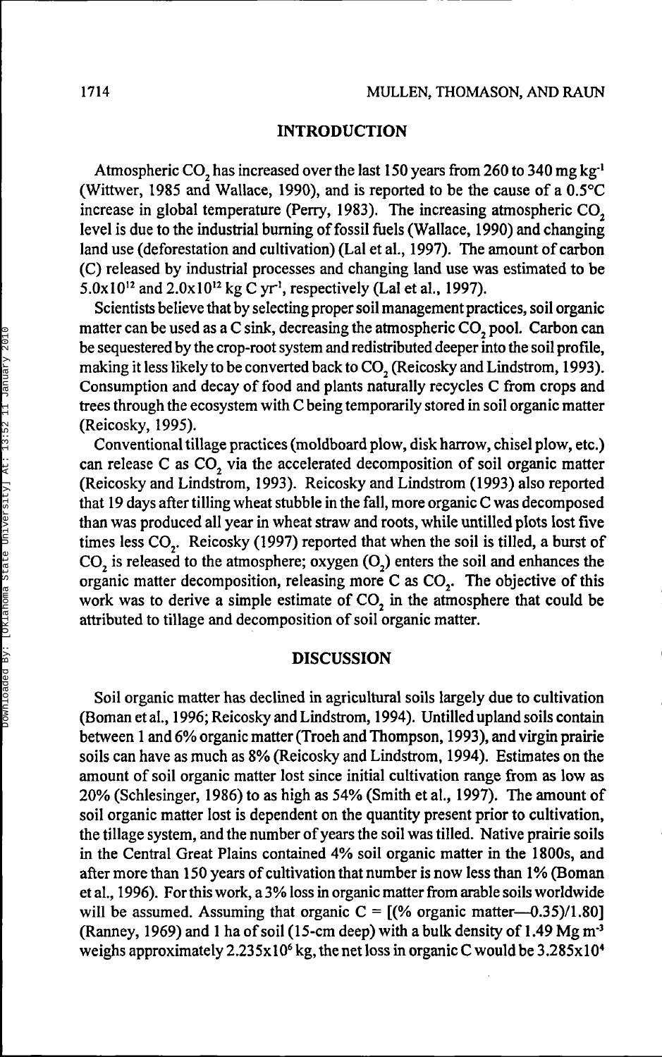## INTRODUCTION

Atmospheric $CO_2$ has increased over the last 150 years from 260 to 340 mg kg$^{-1}$ (Wittwer, 1985 and Wallace, 1990), and is reported to be the cause of a 0.5°C increase in global temperature (Perry, 1983). The increasing atmospheric $CO_2$ level is due to the industrial burning of fossil fuels (Wallace, 1990) and changing land use (deforestation and cultivation) (Lal et al., 1997). The amount of carbon (C) released by industrial processes and changing land use was estimated to be $5.0\text{x}10^{12}$ and $2.0\text{x}10^{12}$ kg C yr$^{-1}$, respectively (Lal et al., 1997).

Scientists believe that by selecting proper soil management practices, soil organic matter can be used as a C sink, decreasing the atmospheric $CO_2$ pool. Carbon can be sequestered by the crop-root system and redistributed deeper into the soil profile, making it less likely to be converted back to $CO_2$ (Reicosky and Lindstrom, 1993). Consumption and decay of food and plants naturally recycles C from crops and trees through the ecosystem with C being temporarily stored in soil organic matter (Reicosky, 1995).

Conventional tillage practices (moldboard plow, disk harrow, chisel plow, etc.) can release C as $CO_2$ via the accelerated decomposition of soil organic matter (Reicosky and Lindstrom, 1993). Reicosky and Lindstrom (1993) also reported that 19 days after tilling wheat stubble in the fall, more organic C was decomposed than was produced all year in wheat straw and roots, while untilled plots lost five times less $CO_2$. Reicosky (1997) reported that when the soil is tilled, a burst of $CO_2$ is released to the atmosphere; oxygen ($O_2$) enters the soil and enhances the organic matter decomposition, releasing more C as $CO_2$. The objective of this work was to derive a simple estimate of $CO_2$ in the atmosphere that could be attributed to tillage and decomposition of soil organic matter.

## DISCUSSION

Soil organic matter has declined in agricultural soils largely due to cultivation (Boman et al., 1996; Reicosky and Lindstrom, 1994). Untilled upland soils contain between 1 and 6% organic matter (Troeh and Thompson, 1993), and virgin prairie soils can have as much as 8% (Reicosky and Lindstrom, 1994). Estimates on the amount of soil organic matter lost since initial cultivation range from as low as 20% (Schlesinger, 1986) to as high as 54% (Smith et al., 1997). The amount of soil organic matter lost is dependent on the quantity present prior to cultivation, the tillage system, and the number of years the soil was tilled. Native prairie soils in the Central Great Plains contained 4% soil organic matter in the 1800s, and after more than 150 years of cultivation that number is now less than 1% (Boman et al., 1996). For this work, a 3% loss in organic matter from arable soils worldwide will be assumed. Assuming that organic C = [(% organic matter—0.35)/1.80] (Ranney, 1969) and 1 ha of soil (15-cm deep) with a bulk density of 1.49 Mg m$^{-3}$ weighs approximately $2.235\text{x}10^{6}$ kg, the net loss in organic C would be $3.285\text{x}10^{4}$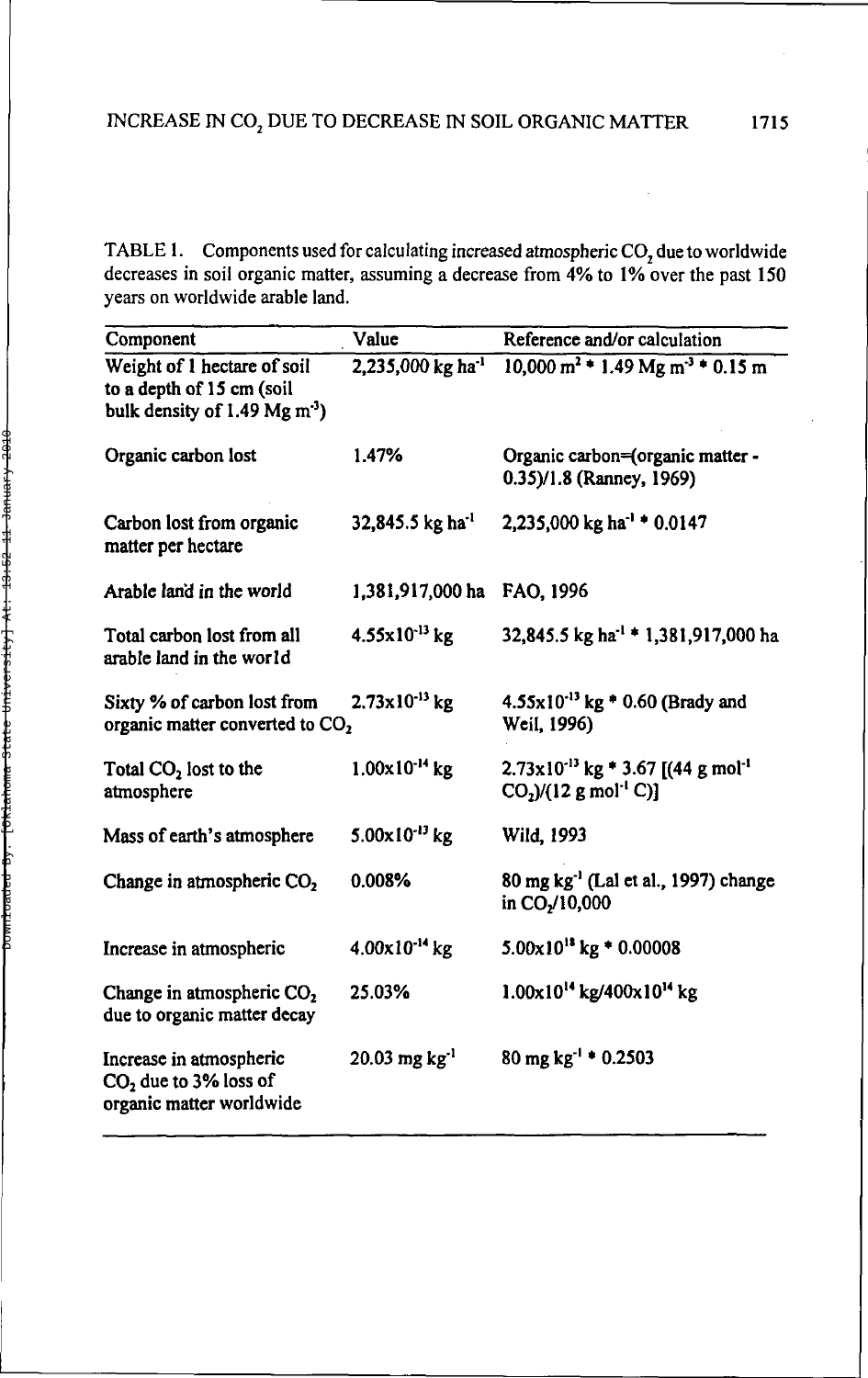TABLE 1. Components used for calculating increased atmospheric $CO_2$ due to worldwide decreases in soil organic matter, assuming a decrease from 4% to 1% over the past 150 years on worldwide arable land.

| Component | Value | Reference and/or calculation |
|---|---|---|
| Weight of 1 hectare of soil to a depth of 15 cm (soil bulk density of 1.49 Mg $m^{-3}$) | 2,235,000 kg $ha^{-1}$ | 10,000 $m^2$ * 1.49 Mg $m^{-3}$ * 0.15 m |
| Organic carbon lost | 1.47% | Organic carbon=(organic matter - 0.35)/1.8 (Ranney, 1969) |
| Carbon lost from organic matter per hectare | 32,845.5 kg $ha^{-1}$ | 2,235,000 kg $ha^{-1}$ * 0.0147 |
| Arable land in the world | 1,381,917,000 ha | FAO, 1996 |
| Total carbon lost from all arable land in the world | $4.55 \times 10^{-13}$ kg | 32,845.5 kg $ha^{-1}$ * 1,381,917,000 ha |
| Sixty % of carbon lost from organic matter converted to $CO_2$ | $2.73 \times 10^{-13}$ kg | $4.55 \times 10^{-13}$ kg * 0.60 (Brady and Weil, 1996) |
| Total $CO_2$ lost to the atmosphere | $1.00 \times 10^{-14}$ kg | $2.73 \times 10^{-13}$ kg * 3.67 [(44 g $mol^{-1}$ $CO_2$)/(12 g $mol^{-1}$ C)] |
| Mass of earth's atmosphere | $5.00 \times 10^{-13}$ kg | Wild, 1993 |
| Change in atmospheric $CO_2$ | 0.008% | 80 mg $kg^{-1}$ (Lal et al., 1997) change in $CO_2$/10,000 |
| Increase in atmospheric | $4.00 \times 10^{-14}$ kg | $5.00 \times 10^{18}$ kg * 0.00008 |
| Change in atmospheric $CO_2$ due to organic matter decay | 25.03% | $1.00 \times 10^{14}$ kg/$400 \times 10^{14}$ kg |
| Increase in atmospheric $CO_2$ due to 3% loss of organic matter worldwide | 20.03 mg $kg^{-1}$ | 80 mg $kg^{-1}$ * 0.2503 |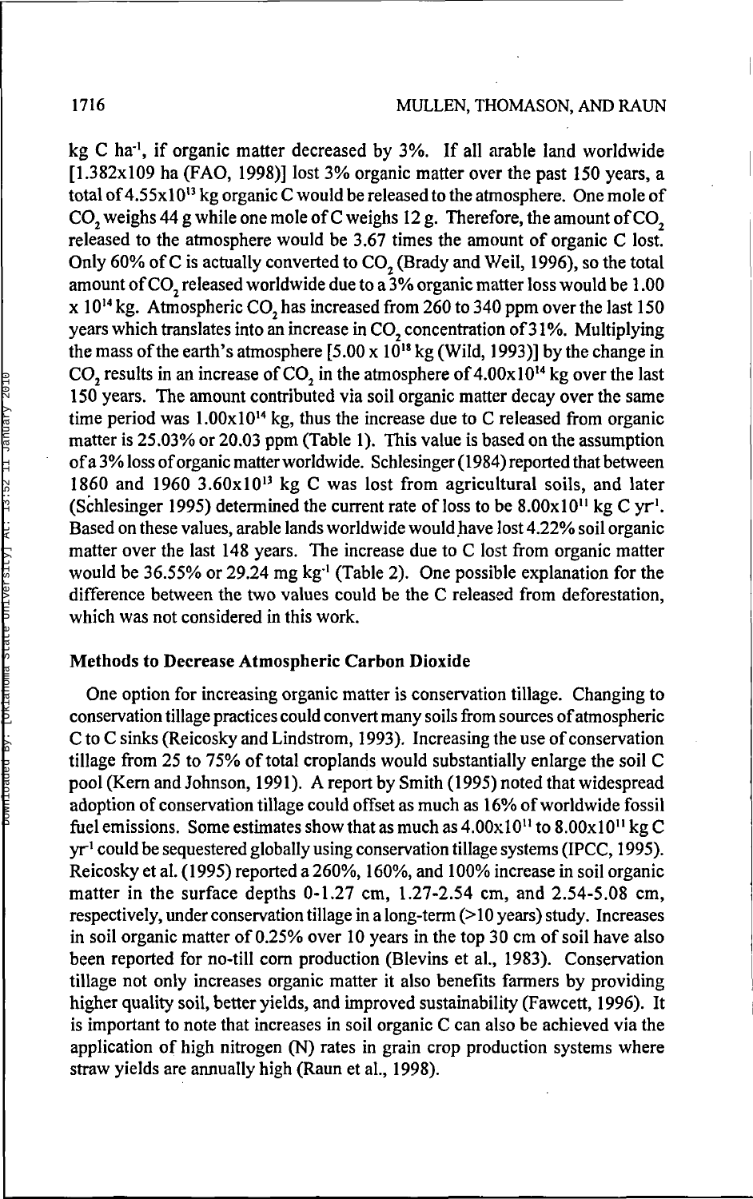kg C ha$^{-1}$, if organic matter decreased by 3%. If all arable land worldwide [1.382x109 ha (FAO, 1998)] lost 3% organic matter over the past 150 years, a total of $4.55 \times 10^{13}$ kg organic C would be released to the atmosphere. One mole of $CO_2$ weighs 44 g while one mole of C weighs 12 g. Therefore, the amount of $CO_2$ released to the atmosphere would be 3.67 times the amount of organic C lost. Only 60% of C is actually converted to $CO_2$ (Brady and Weil, 1996), so the total amount of $CO_2$ released worldwide due to a 3% organic matter loss would be $1.00 \times 10^{14}$ kg. Atmospheric $CO_2$ has increased from 260 to 340 ppm over the last 150 years which translates into an increase in $CO_2$ concentration of 31%. Multiplying the mass of the earth's atmosphere [$5.00 \times 10^{18}$ kg (Wild, 1993)] by the change in $CO_2$ results in an increase of $CO_2$ in the atmosphere of $4.00 \times 10^{14}$ kg over the last 150 years. The amount contributed via soil organic matter decay over the same time period was $1.00 \times 10^{14}$ kg, thus the increase due to C released from organic matter is 25.03% or 20.03 ppm (Table 1). This value is based on the assumption of a 3% loss of organic matter worldwide. Schlesinger (1984) reported that between 1860 and 1960 $3.60 \times 10^{13}$ kg C was lost from agricultural soils, and later (Schlesinger 1995) determined the current rate of loss to be $8.00 \times 10^{11}$ kg C yr$^{-1}$. Based on these values, arable lands worldwide would have lost 4.22% soil organic matter over the last 148 years. The increase due to C lost from organic matter would be 36.55% or 29.24 mg kg$^{-1}$ (Table 2). One possible explanation for the difference between the two values could be the C released from deforestation, which was not considered in this work.

## Methods to Decrease Atmospheric Carbon Dioxide

One option for increasing organic matter is conservation tillage. Changing to conservation tillage practices could convert many soils from sources of atmospheric C to C sinks (Reicosky and Lindstrom, 1993). Increasing the use of conservation tillage from 25 to 75% of total croplands would substantially enlarge the soil C pool (Kern and Johnson, 1991). A report by Smith (1995) noted that widespread adoption of conservation tillage could offset as much as 16% of worldwide fossil fuel emissions. Some estimates show that as much as $4.00 \times 10^{11}$ to $8.00 \times 10^{11}$ kg C yr$^{-1}$ could be sequestered globally using conservation tillage systems (IPCC, 1995). Reicosky et al. (1995) reported a 260%, 160%, and 100% increase in soil organic matter in the surface depths 0-1.27 cm, 1.27-2.54 cm, and 2.54-5.08 cm, respectively, under conservation tillage in a long-term (>10 years) study. Increases in soil organic matter of 0.25% over 10 years in the top 30 cm of soil have also been reported for no-till corn production (Blevins et al., 1983). Conservation tillage not only increases organic matter it also benefits farmers by providing higher quality soil, better yields, and improved sustainability (Fawcett, 1996). It is important to note that increases in soil organic C can also be achieved via the application of high nitrogen (N) rates in grain crop production systems where straw yields are annually high (Raun et al., 1998).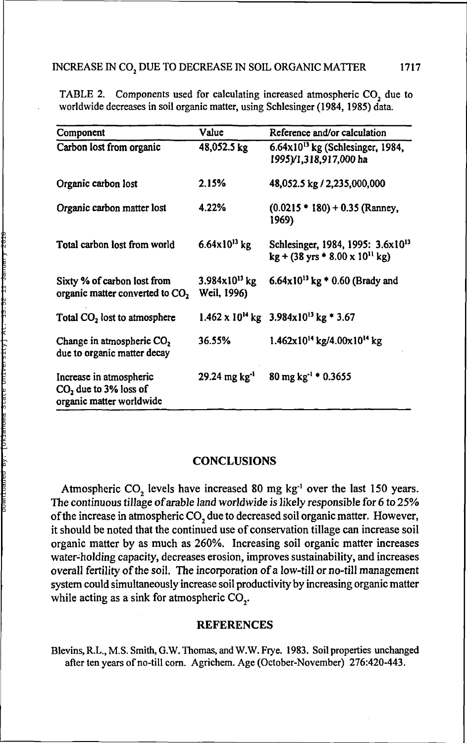TABLE 2. Components used for calculating increased atmospheric $CO_2$ due to worldwide decreases in soil organic matter, using Schlesinger (1984, 1985) data.

| Component | Value | Reference and/or calculation |
| --- | --- | --- |
| Carbon lost from organic | 48,052.5 kg | $6.64 \times 10^{13}$ kg (Schlesinger, 1984, 1995)/1,318,917,000 ha |
| Organic carbon lost | 2.15% | 48,052.5 kg / 2,235,000,000 |
| Organic carbon matter lost | 4.22% | (0.0215 * 180) + 0.35 (Ranney, 1969) |
| Total carbon lost from world | $6.64 \times 10^{13}$ kg | Schlesinger, 1984, 1995: $3.6 \times 10^{13}$ kg + (38 yrs * $8.00 \times 10^{11}$ kg) |
| Sixty % of carbon lost from organic matter converted to $CO_2$ | $3.984 \times 10^{13}$ kg Weil, 1996) | $6.64 \times 10^{13}$ kg * 0.60 (Brady and |
| Total $CO_2$ lost to atmosphere | $1.462 \times 10^{14}$ kg | $3.984 \times 10^{13}$ kg * 3.67 |
| Change in atmospheric $CO_2$ due to organic matter decay | 36.55% | $1.462 \times 10^{14}$ kg/$4.00 \times 10^{14}$ kg |
| Increase in atmospheric $CO_2$ due to 3% loss of organic matter worldwide | 29.24 mg $kg^{-1}$ | 80 mg $kg^{-1}$ * 0.3655 |

## CONCLUSIONS

Atmospheric $CO_2$ levels have increased 80 mg $kg^{-1}$ over the last 150 years. The continuous tillage of arable land worldwide is likely responsible for 6 to 25% of the increase in atmospheric $CO_2$ due to decreased soil organic matter. However, it should be noted that the continued use of conservation tillage can increase soil organic matter by as much as 260%. Increasing soil organic matter increases water-holding capacity, decreases erosion, improves sustainability, and increases overall fertility of the soil. The incorporation of a low-till or no-till management system could simultaneously increase soil productivity by increasing organic matter while acting as a sink for atmospheric $CO_2$.

## REFERENCES

Blevins, R.L., M.S. Smith, G.W. Thomas, and W.W. Frye. 1983. Soil properties unchanged after ten years of no-till corn. Agrichem. Age (October-November) 276:420-443.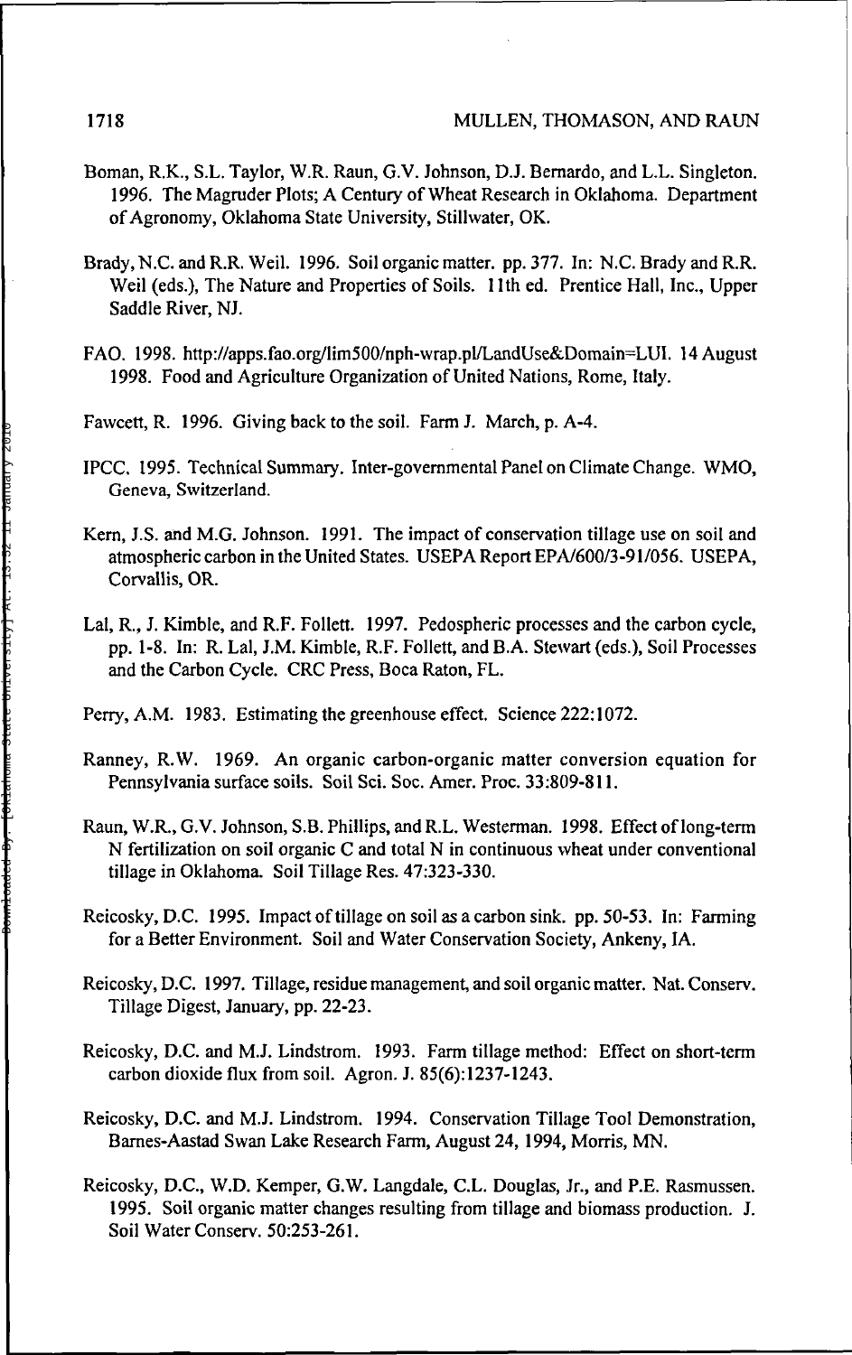Boman, R.K., S.L. Taylor, W.R. Raun, G.V. Johnson, D.J. Bernardo, and L.L. Singleton. 1996. The Magruder Plots; A Century of Wheat Research in Oklahoma. Department of Agronomy, Oklahoma State University, Stillwater, OK.

Brady, N.C. and R.R. Weil. 1996. Soil organic matter. pp. 377. In: N.C. Brady and R.R. Weil (eds.), The Nature and Properties of Soils. 11th ed. Prentice Hall, Inc., Upper Saddle River, NJ.

FAO. 1998. http://apps.fao.org/lim500/nph-wrap.pl/LandUse&Domain=LUI. 14 August 1998. Food and Agriculture Organization of United Nations, Rome, Italy.

Fawcett, R. 1996. Giving back to the soil. Farm J. March, p. A-4.

IPCC. 1995. Technical Summary. Inter-governmental Panel on Climate Change. WMO, Geneva, Switzerland.

Kern, J.S. and M.G. Johnson. 1991. The impact of conservation tillage use on soil and atmospheric carbon in the United States. USEPA Report EPA/600/3-91/056. USEPA, Corvallis, OR.

Lal, R., J. Kimble, and R.F. Follett. 1997. Pedospheric processes and the carbon cycle, pp. 1-8. In: R. Lal, J.M. Kimble, R.F. Follett, and B.A. Stewart (eds.), Soil Processes and the Carbon Cycle. CRC Press, Boca Raton, FL.

Perry, A.M. 1983. Estimating the greenhouse effect. Science 222:1072.

Ranney, R.W. 1969. An organic carbon-organic matter conversion equation for Pennsylvania surface soils. Soil Sci. Soc. Amer. Proc. 33:809-811.

Raun, W.R., G.V. Johnson, S.B. Phillips, and R.L. Westerman. 1998. Effect of long-term N fertilization on soil organic C and total N in continuous wheat under conventional tillage in Oklahoma. Soil Tillage Res. 47:323-330.

Reicosky, D.C. 1995. Impact of tillage on soil as a carbon sink. pp. 50-53. In: Farming for a Better Environment. Soil and Water Conservation Society, Ankeny, IA.

Reicosky, D.C. 1997. Tillage, residue management, and soil organic matter. Nat. Conserv. Tillage Digest, January, pp. 22-23.

Reicosky, D.C. and M.J. Lindstrom. 1993. Farm tillage method: Effect on short-term carbon dioxide flux from soil. Agron. J. 85(6):1237-1243.

Reicosky, D.C. and M.J. Lindstrom. 1994. Conservation Tillage Tool Demonstration, Barnes-Aastad Swan Lake Research Farm, August 24, 1994, Morris, MN.

Reicosky, D.C., W.D. Kemper, G.W. Langdale, C.L. Douglas, Jr., and P.E. Rasmussen. 1995. Soil organic matter changes resulting from tillage and biomass production. J. Soil Water Conserv. 50:253-261.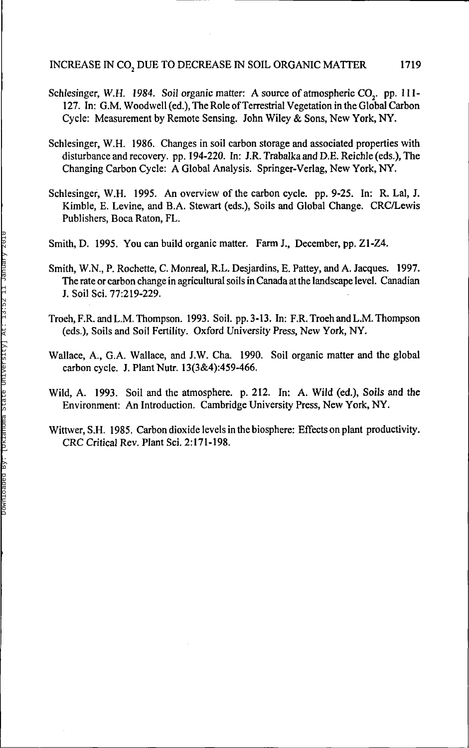Schlesinger, W.H. 1984. Soil organic matter: A source of atmospheric $CO_2$. pp. 111-127. In: G.M. Woodwell (ed.), The Role of Terrestrial Vegetation in the Global Carbon Cycle: Measurement by Remote Sensing. John Wiley & Sons, New York, NY.

Schlesinger, W.H. 1986. Changes in soil carbon storage and associated properties with disturbance and recovery. pp. 194-220. In: J.R. Trabalka and D.E. Reichle (eds.), The Changing Carbon Cycle: A Global Analysis. Springer-Verlag, New York, NY.

Schlesinger, W.H. 1995. An overview of the carbon cycle. pp. 9-25. In: R. Lal, J. Kimble, E. Levine, and B.A. Stewart (eds.), Soils and Global Change. CRC/Lewis Publishers, Boca Raton, FL.

Smith, D. 1995. You can build organic matter. Farm J., December, pp. Z1-Z4.

Smith, W.N., P. Rochette, C. Monreal, R.L. Desjardins, E. Pattey, and A. Jacques. 1997. The rate or carbon change in agricultural soils in Canada at the landscape level. Canadian J. Soil Sci. 77:219-229.

Troeh, F.R. and L.M. Thompson. 1993. Soil. pp. 3-13. In: F.R. Troeh and L.M. Thompson (eds.), Soils and Soil Fertility. Oxford University Press, New York, NY.

Wallace, A., G.A. Wallace, and J.W. Cha. 1990. Soil organic matter and the global carbon cycle. J. Plant Nutr. 13(3&4):459-466.

Wild, A. 1993. Soil and the atmosphere. p. 212. In: A. Wild (ed.), Soils and the Environment: An Introduction. Cambridge University Press, New York, NY.

Wittwer, S.H. 1985. Carbon dioxide levels in the biosphere: Effects on plant productivity. CRC Critical Rev. Plant Sci. 2:171-198.